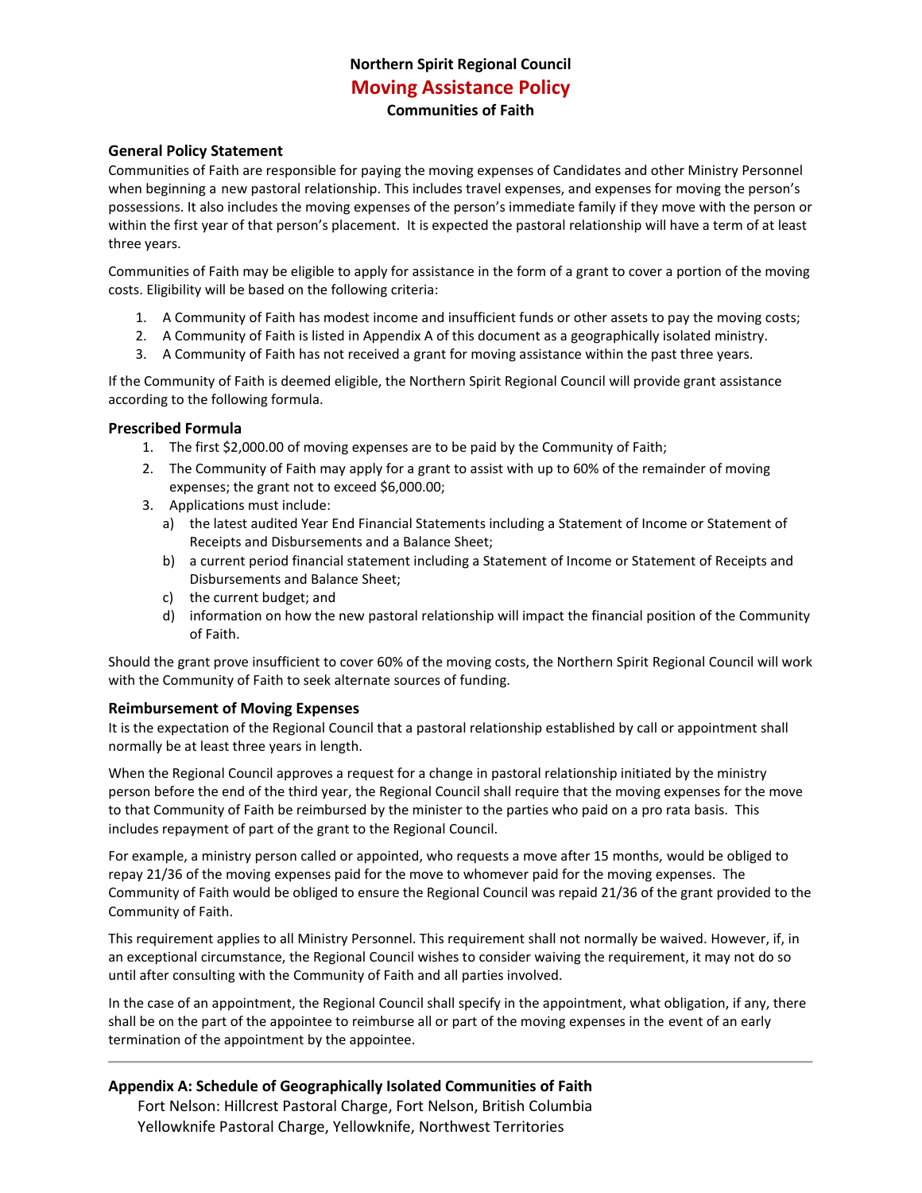# Northern Spirit Regional Council

## Moving Assistance Policy

**Communities of Faith**

### General Policy Statement

Communities of Faith are responsible for paying the moving expenses of Candidates and other Ministry Personnel when beginning a new pastoral relationship. This includes travel expenses, and expenses for moving the person's possessions. It also includes the moving expenses of the person's immediate family if they move with the person or within the first year of that person's placement. It is expected the pastoral relationship will have a term of at least three years.

Communities of Faith may be eligible to apply for assistance in the form of a grant to cover a portion of the moving costs. Eligibility will be based on the following criteria:

1. A Community of Faith has modest income and insufficient funds or other assets to pay the moving costs;
2. A Community of Faith is listed in Appendix A of this document as a geographically isolated ministry.
3. A Community of Faith has not received a grant for moving assistance within the past three years.

If the Community of Faith is deemed eligible, the Northern Spirit Regional Council will provide grant assistance according to the following formula.

### Prescribed Formula

1. The first $2,000.00 of moving expenses are to be paid by the Community of Faith;
2. The Community of Faith may apply for a grant to assist with up to 60% of the remainder of moving expenses; the grant not to exceed $6,000.00;
3. Applications must include:
   a) the latest audited Year End Financial Statements including a Statement of Income or Statement of Receipts and Disbursements and a Balance Sheet;
   b) a current period financial statement including a Statement of Income or Statement of Receipts and Disbursements and Balance Sheet;
   c) the current budget; and
   d) information on how the new pastoral relationship will impact the financial position of the Community of Faith.

Should the grant prove insufficient to cover 60% of the moving costs, the Northern Spirit Regional Council will work with the Community of Faith to seek alternate sources of funding.

### Reimbursement of Moving Expenses

It is the expectation of the Regional Council that a pastoral relationship established by call or appointment shall normally be at least three years in length.

When the Regional Council approves a request for a change in pastoral relationship initiated by the ministry person before the end of the third year, the Regional Council shall require that the moving expenses for the move to that Community of Faith be reimbursed by the minister to the parties who paid on a pro rata basis. This includes repayment of part of the grant to the Regional Council.

For example, a ministry person called or appointed, who requests a move after 15 months, would be obliged to repay 21/36 of the moving expenses paid for the move to whomever paid for the moving expenses. The Community of Faith would be obliged to ensure the Regional Council was repaid 21/36 of the grant provided to the Community of Faith.

This requirement applies to all Ministry Personnel. This requirement shall not normally be waived. However, if, in an exceptional circumstance, the Regional Council wishes to consider waiving the requirement, it may not do so until after consulting with the Community of Faith and all parties involved.

In the case of an appointment, the Regional Council shall specify in the appointment, what obligation, if any, there shall be on the part of the appointee to reimburse all or part of the moving expenses in the event of an early termination of the appointment by the appointee.

---

### Appendix A: Schedule of Geographically Isolated Communities of Faith

Fort Nelson: Hillcrest Pastoral Charge, Fort Nelson, British Columbia
Yellowknife Pastoral Charge, Yellowknife, Northwest Territories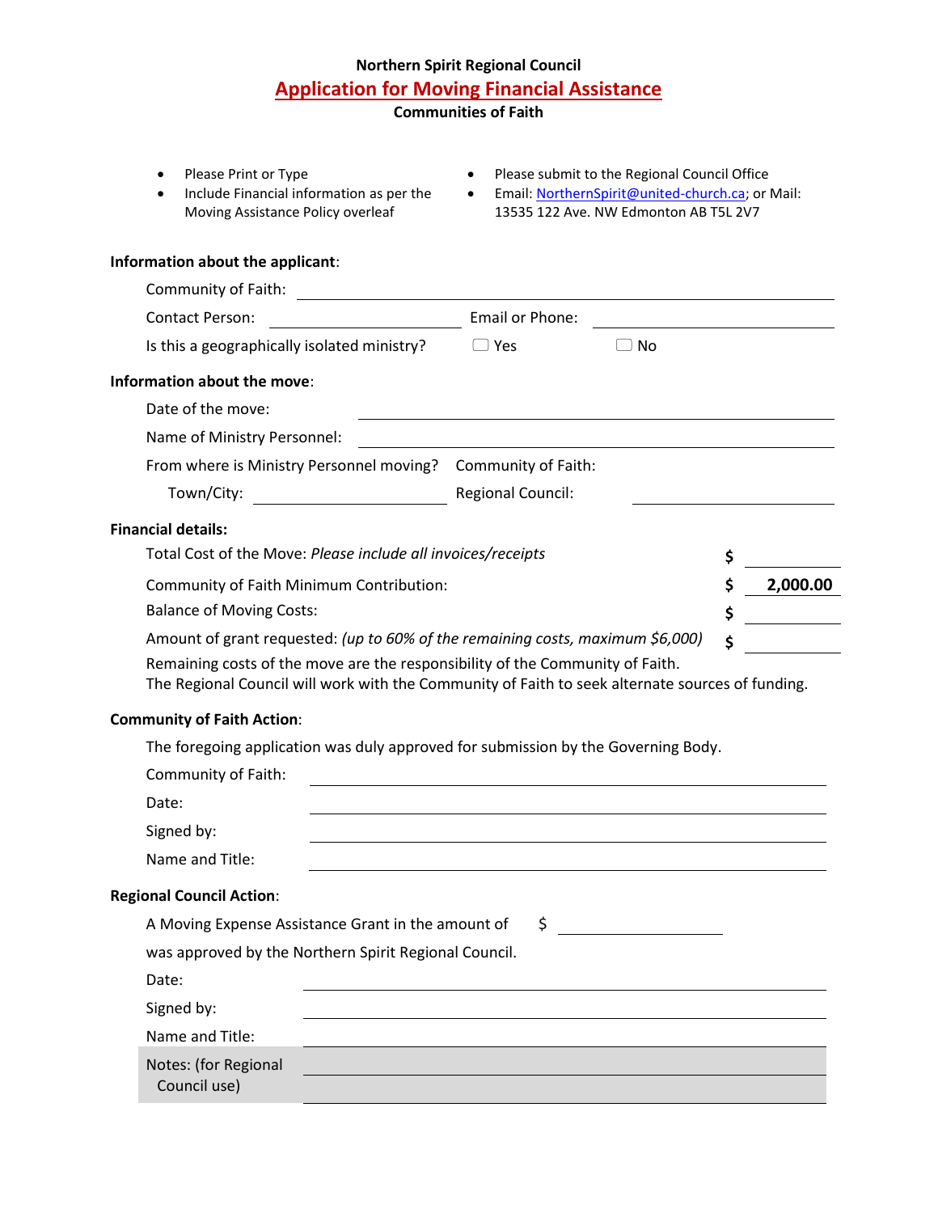**Northern Spirit Regional Council**

# Application for Moving Financial Assistance

**Communities of Faith**

- Please Print or Type
- Include Financial information as per the Moving Assistance Policy overleaf

- Please submit to the Regional Council Office
- Email: NorthernSpirit@united-church.ca; or Mail: 13535 122 Ave. NW Edmonton AB T5L 2V7

**Information about the applicant**:

Community of Faith: ______________________________

Contact Person: ______________________ Email or Phone: ______________________

Is this a geographically isolated ministry? ☐ Yes ☐ No

**Information about the move**:

Date of the move: ______________________________

Name of Ministry Personnel: ______________________________

From where is Ministry Personnel moving? Community of Faith:

Town/City: ______________________ Regional Council: ______________________

**Financial details:**

| | | |
|---|---|---|
| Total Cost of the Move: *Please include all invoices/receipts* | $ | |
| Community of Faith Minimum Contribution: | $ | **2,000.00** |
| Balance of Moving Costs: | $ | |
| Amount of grant requested: *(up to 60% of the remaining costs, maximum $6,000)* | $ | |

Remaining costs of the move are the responsibility of the Community of Faith.
The Regional Council will work with the Community of Faith to seek alternate sources of funding.

**Community of Faith Action**:

The foregoing application was duly approved for submission by the Governing Body.

Community of Faith: ______________________________

Date: ______________________________

Signed by: ______________________________

Name and Title: ______________________________

**Regional Council Action**:

A Moving Expense Assistance Grant in the amount of $ ______________

was approved by the Northern Spirit Regional Council.

Date: ______________________________

Signed by: ______________________________

Name and Title: ______________________________

Notes: (for Regional Council use) ______________________________